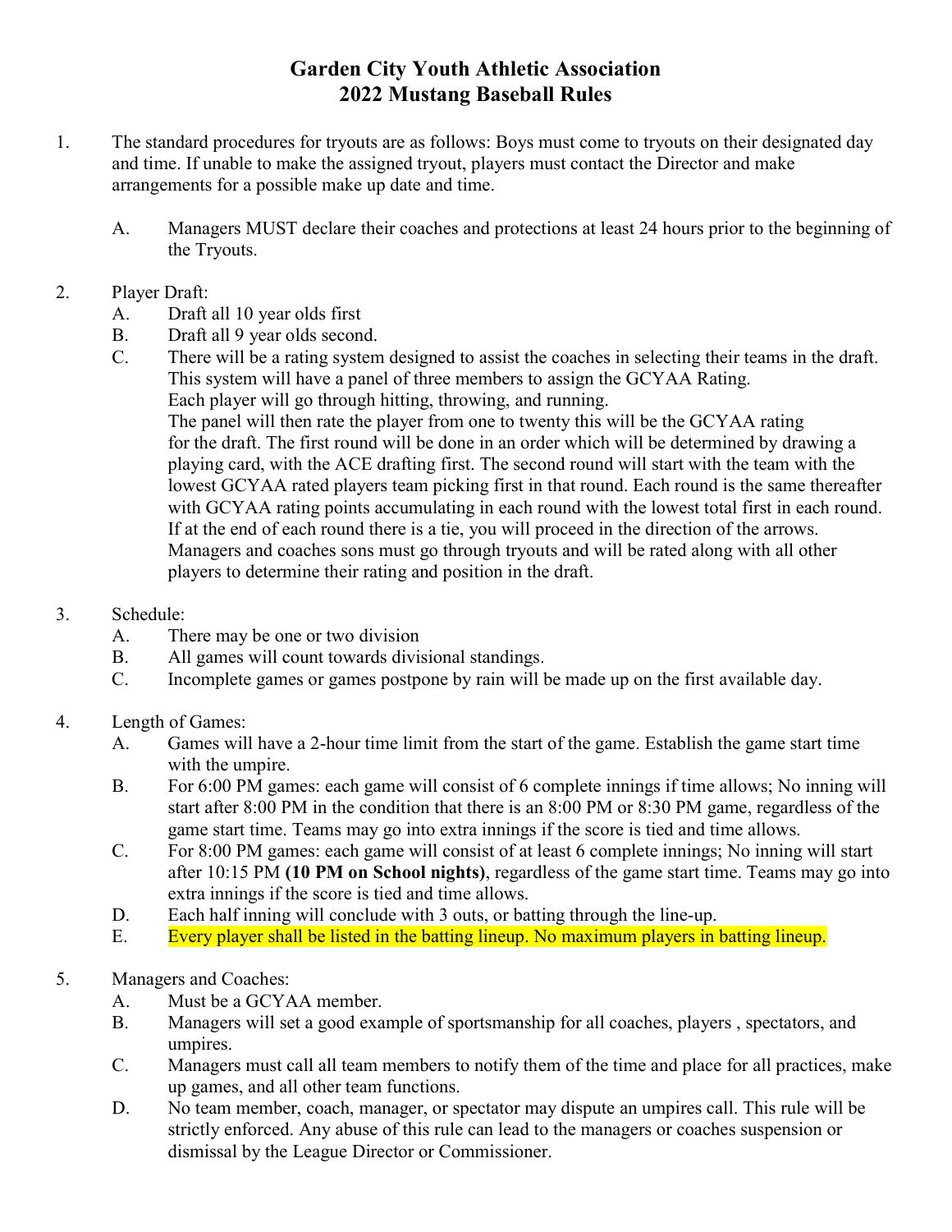# Garden City Youth Athletic Association
# 2022 Mustang Baseball Rules

1. The standard procedures for tryouts are as follows: Boys must come to tryouts on their designated day and time. If unable to make the assigned tryout, players must contact the Director and make arrangements for a possible make up date and time.

   A. Managers MUST declare their coaches and protections at least 24 hours prior to the beginning of the Tryouts.

2. Player Draft:
   A. Draft all 10 year olds first
   B. Draft all 9 year olds second.
   C. There will be a rating system designed to assist the coaches in selecting their teams in the draft. This system will have a panel of three members to assign the GCYAA Rating.
   Each player will go through hitting, throwing, and running.
   The panel will then rate the player from one to twenty this will be the GCYAA rating for the draft. The first round will be done in an order which will be determined by drawing a playing card, with the ACE drafting first. The second round will start with the team with the lowest GCYAA rated players team picking first in that round. Each round is the same thereafter with GCYAA rating points accumulating in each round with the lowest total first in each round. If at the end of each round there is a tie, you will proceed in the direction of the arrows. Managers and coaches sons must go through tryouts and will be rated along with all other players to determine their rating and position in the draft.

3. Schedule:
   A. There may be one or two division
   B. All games will count towards divisional standings.
   C. Incomplete games or games postpone by rain will be made up on the first available day.

4. Length of Games:
   A. Games will have a 2-hour time limit from the start of the game. Establish the game start time with the umpire.
   B. For 6:00 PM games: each game will consist of 6 complete innings if time allows; No inning will start after 8:00 PM in the condition that there is an 8:00 PM or 8:30 PM game, regardless of the game start time. Teams may go into extra innings if the score is tied and time allows.
   C. For 8:00 PM games: each game will consist of at least 6 complete innings; No inning will start after 10:15 PM **(10 PM on School nights)**, regardless of the game start time. Teams may go into extra innings if the score is tied and time allows.
   D. Each half inning will conclude with 3 outs, or batting through the line-up.
   E. Every player shall be listed in the batting lineup. No maximum players in batting lineup.

5. Managers and Coaches:
   A. Must be a GCYAA member.
   B. Managers will set a good example of sportsmanship for all coaches, players , spectators, and umpires.
   C. Managers must call all team members to notify them of the time and place for all practices, make up games, and all other team functions.
   D. No team member, coach, manager, or spectator may dispute an umpires call. This rule will be strictly enforced. Any abuse of this rule can lead to the managers or coaches suspension or dismissal by the League Director or Commissioner.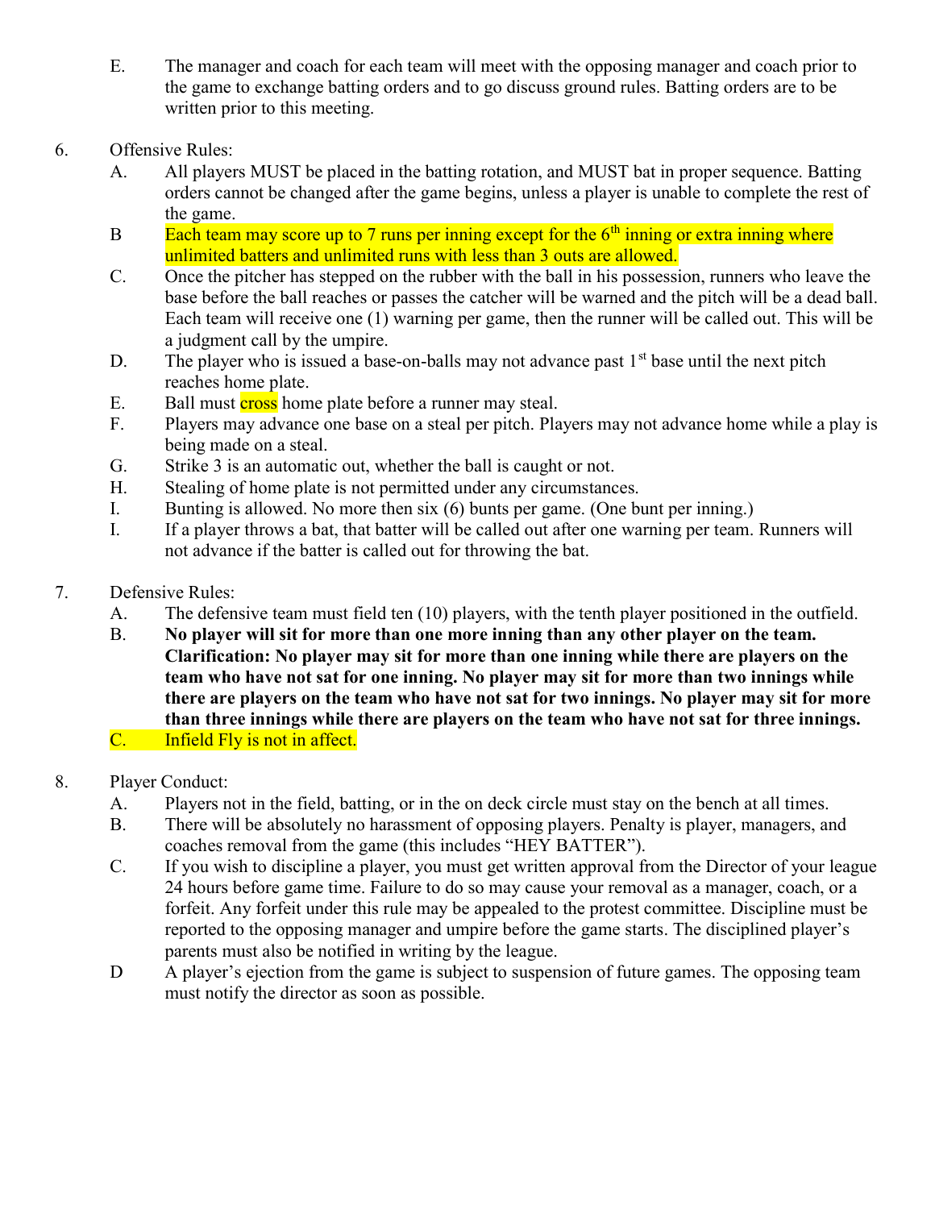E. The manager and coach for each team will meet with the opposing manager and coach prior to the game to exchange batting orders and to go discuss ground rules. Batting orders are to be written prior to this meeting.

6. Offensive Rules:
   A. All players MUST be placed in the batting rotation, and MUST bat in proper sequence. Batting orders cannot be changed after the game begins, unless a player is unable to complete the rest of the game.
   B Each team may score up to 7 runs per inning except for the 6th inning or extra inning where unlimited batters and unlimited runs with less than 3 outs are allowed.
   C. Once the pitcher has stepped on the rubber with the ball in his possession, runners who leave the base before the ball reaches or passes the catcher will be warned and the pitch will be a dead ball. Each team will receive one (1) warning per game, then the runner will be called out. This will be a judgment call by the umpire.
   D. The player who is issued a base-on-balls may not advance past 1st base until the next pitch reaches home plate.
   E. Ball must cross home plate before a runner may steal.
   F. Players may advance one base on a steal per pitch. Players may not advance home while a play is being made on a steal.
   G. Strike 3 is an automatic out, whether the ball is caught or not.
   H. Stealing of home plate is not permitted under any circumstances.
   I. Bunting is allowed. No more then six (6) bunts per game. (One bunt per inning.)
   I. If a player throws a bat, that batter will be called out after one warning per team. Runners will not advance if the batter is called out for throwing the bat.

7. Defensive Rules:
   A. The defensive team must field ten (10) players, with the tenth player positioned in the outfield.
   B. **No player will sit for more than one more inning than any other player on the team. Clarification: No player may sit for more than one inning while there are players on the team who have not sat for one inning. No player may sit for more than two innings while there are players on the team who have not sat for two innings. No player may sit for more than three innings while there are players on the team who have not sat for three innings.**
   C. Infield Fly is not in affect.

8. Player Conduct:
   A. Players not in the field, batting, or in the on deck circle must stay on the bench at all times.
   B. There will be absolutely no harassment of opposing players. Penalty is player, managers, and coaches removal from the game (this includes "HEY BATTER").
   C. If you wish to discipline a player, you must get written approval from the Director of your league 24 hours before game time. Failure to do so may cause your removal as a manager, coach, or a forfeit. Any forfeit under this rule may be appealed to the protest committee. Discipline must be reported to the opposing manager and umpire before the game starts. The disciplined player's parents must also be notified in writing by the league.
   D A player's ejection from the game is subject to suspension of future games. The opposing team must notify the director as soon as possible.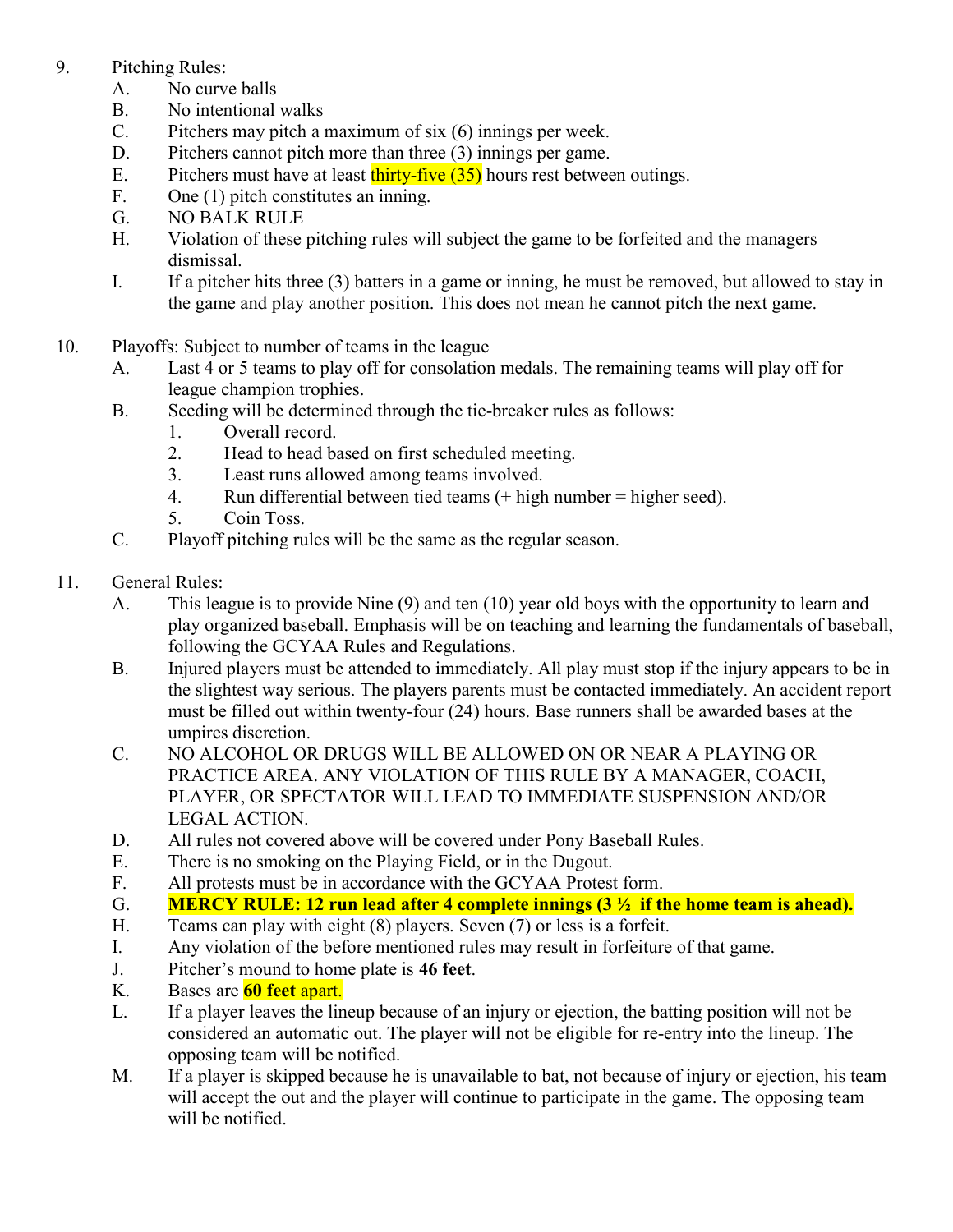9. Pitching Rules:
   - A. No curve balls
   - B. No intentional walks
   - C. Pitchers may pitch a maximum of six (6) innings per week.
   - D. Pitchers cannot pitch more than three (3) innings per game.
   - E. Pitchers must have at least thirty-five (35) hours rest between outings.
   - F. One (1) pitch constitutes an inning.
   - G. NO BALK RULE
   - H. Violation of these pitching rules will subject the game to be forfeited and the managers dismissal.
   - I. If a pitcher hits three (3) batters in a game or inning, he must be removed, but allowed to stay in the game and play another position. This does not mean he cannot pitch the next game.

10. Playoffs: Subject to number of teams in the league
   - A. Last 4 or 5 teams to play off for consolation medals. The remaining teams will play off for league champion trophies.
   - B. Seeding will be determined through the tie-breaker rules as follows:
     1. Overall record.
     2. Head to head based on <u>first scheduled meeting.</u>
     3. Least runs allowed among teams involved.
     4. Run differential between tied teams (+ high number = higher seed).
     5. Coin Toss.
   - C. Playoff pitching rules will be the same as the regular season.

11. General Rules:
   - A. This league is to provide Nine (9) and ten (10) year old boys with the opportunity to learn and play organized baseball. Emphasis will be on teaching and learning the fundamentals of baseball, following the GCYAA Rules and Regulations.
   - B. Injured players must be attended to immediately. All play must stop if the injury appears to be in the slightest way serious. The players parents must be contacted immediately. An accident report must be filled out within twenty-four (24) hours. Base runners shall be awarded bases at the umpires discretion.
   - C. NO ALCOHOL OR DRUGS WILL BE ALLOWED ON OR NEAR A PLAYING OR PRACTICE AREA. ANY VIOLATION OF THIS RULE BY A MANAGER, COACH, PLAYER, OR SPECTATOR WILL LEAD TO IMMEDIATE SUSPENSION AND/OR LEGAL ACTION.
   - D. All rules not covered above will be covered under Pony Baseball Rules.
   - E. There is no smoking on the Playing Field, or in the Dugout.
   - F. All protests must be in accordance with the GCYAA Protest form.
   - G. **MERCY RULE: 12 run lead after 4 complete innings (3 ½ if the home team is ahead).**
   - H. Teams can play with eight (8) players. Seven (7) or less is a forfeit.
   - I. Any violation of the before mentioned rules may result in forfeiture of that game.
   - J. Pitcher's mound to home plate is **46 feet**.
   - K. Bases are **60 feet** apart.
   - L. If a player leaves the lineup because of an injury or ejection, the batting position will not be considered an automatic out. The player will not be eligible for re-entry into the lineup. The opposing team will be notified.
   - M. If a player is skipped because he is unavailable to bat, not because of injury or ejection, his team will accept the out and the player will continue to participate in the game. The opposing team will be notified.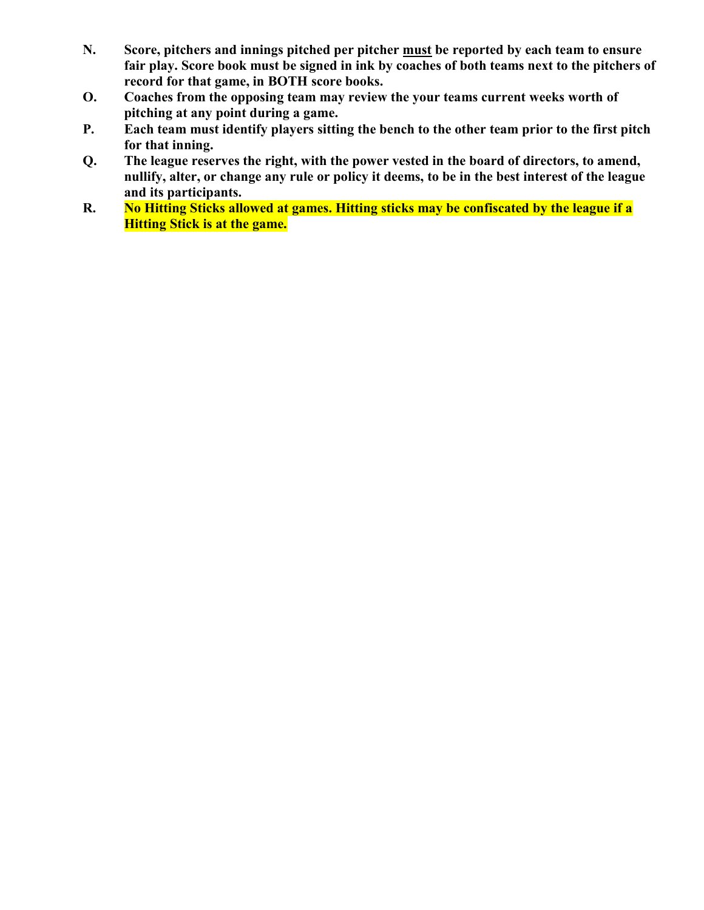**N. Score, pitchers and innings pitched per pitcher <u>must</u> be reported by each team to ensure fair play. Score book must be signed in ink by coaches of both teams next to the pitchers of record for that game, in BOTH score books.**

**O. Coaches from the opposing team may review the your teams current weeks worth of pitching at any point during a game.**

**P. Each team must identify players sitting the bench to the other team prior to the first pitch for that inning.**

**Q. The league reserves the right, with the power vested in the board of directors, to amend, nullify, alter, or change any rule or policy it deems, to be in the best interest of the league and its participants.**

**R. No Hitting Sticks allowed at games. Hitting sticks may be confiscated by the league if a Hitting Stick is at the game.**